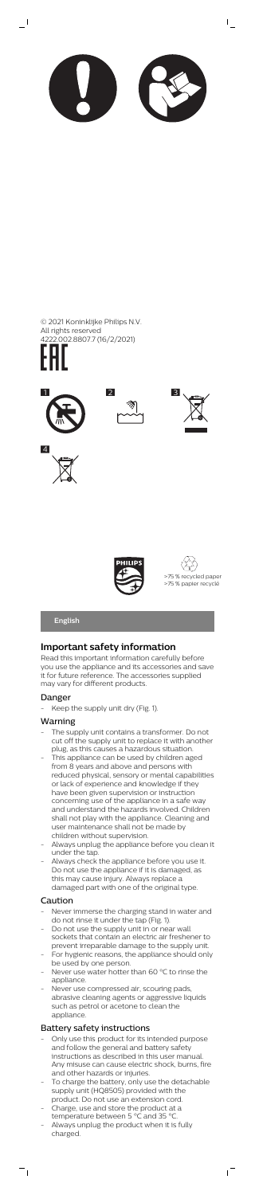© 2021 Koninklijke Philips N.V.
All rights reserved
4222.002.8807.7 (16/2/2021)

1 2 3

4

>75 % recycled paper
>75 % papier recyclé

**English**

## Important safety information

Read this important information carefully before you use the appliance and its accessories and save it for future reference. The accessories supplied may vary for different products.

### Danger

- Keep the supply unit dry (Fig. 1).

### Warning

- The supply unit contains a transformer. Do not cut off the supply unit to replace it with another plug, as this causes a hazardous situation.
- This appliance can be used by children aged from 8 years and above and persons with reduced physical, sensory or mental capabilities or lack of experience and knowledge if they have been given supervision or instruction concerning use of the appliance in a safe way and understand the hazards involved. Children shall not play with the appliance. Cleaning and user maintenance shall not be made by children without supervision.
- Always unplug the appliance before you clean it under the tap.
- Always check the appliance before you use it. Do not use the appliance if it is damaged, as this may cause injury. Always replace a damaged part with one of the original type.

### Caution

- Never immerse the charging stand in water and do not rinse it under the tap (Fig. 1).
- Do not use the supply unit in or near wall sockets that contain an electric air freshener to prevent irreparable damage to the supply unit.
- For hygienic reasons, the appliance should only be used by one person.
- Never use water hotter than 60 °C to rinse the appliance.
- Never use compressed air, scouring pads, abrasive cleaning agents or aggressive liquids such as petrol or acetone to clean the appliance.

### Battery safety instructions

- Only use this product for its intended purpose and follow the general and battery safety instructions as described in this user manual. Any misuse can cause electric shock, burns, fire and other hazards or injuries.
- To charge the battery, only use the detachable supply unit (HQ8505) provided with the product. Do not use an extension cord.
- Charge, use and store the product at a temperature between 5 °C and 35 °C.
- Always unplug the product when it is fully charged.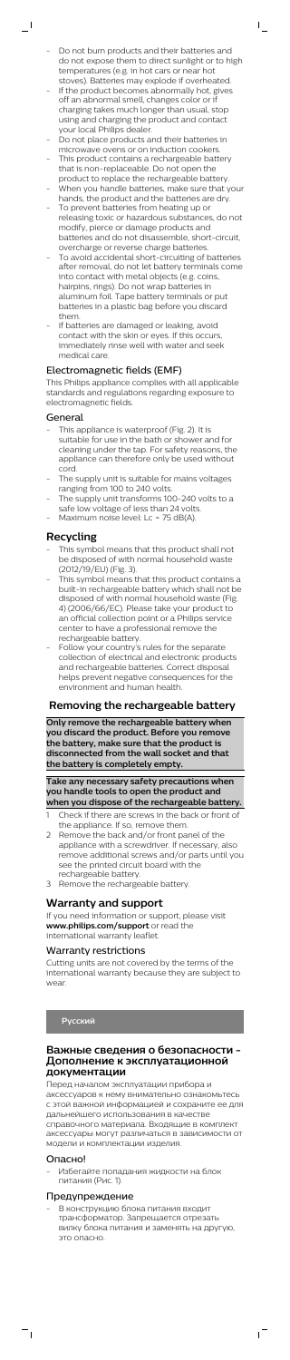- Do not burn products and their batteries and do not expose them to direct sunlight or to high temperatures (e.g. in hot cars or near hot stoves). Batteries may explode if overheated.
- If the product becomes abnormally hot, gives off an abnormal smell, changes color or if charging takes much longer than usual, stop using and charging the product and contact your local Philips dealer.
- Do not place products and their batteries in microwave ovens or on induction cookers.
- This product contains a rechargeable battery that is non-replaceable. Do not open the product to replace the rechargeable battery.
- When you handle batteries, make sure that your hands, the product and the batteries are dry.
- To prevent batteries from heating up or releasing toxic or hazardous substances, do not modify, pierce or damage products and batteries and do not disassemble, short-circuit, overcharge or reverse charge batteries.
- To avoid accidental short-circuiting of batteries after removal, do not let battery terminals come into contact with metal objects (e.g. coins, hairpins, rings). Do not wrap batteries in aluminum foil. Tape battery terminals or put batteries in a plastic bag before you discard them.
- If batteries are damaged or leaking, avoid contact with the skin or eyes. If this occurs, immediately rinse well with water and seek medical care.

### Electromagnetic fields (EMF)

This Philips appliance complies with all applicable standards and regulations regarding exposure to electromagnetic fields.

### General

- This appliance is waterproof (Fig. 2). It is suitable for use in the bath or shower and for cleaning under the tap. For safety reasons, the appliance can therefore only be used without cord.
- The supply unit is suitable for mains voltages ranging from 100 to 240 volts.
- The supply unit transforms 100-240 volts to a safe low voltage of less than 24 volts.
- Maximum noise level: Lc = 75 dB(A).

## Recycling

- This symbol means that this product shall not be disposed of with normal household waste (2012/19/EU) (Fig. 3).
- This symbol means that this product contains a built-in rechargeable battery which shall not be disposed of with normal household waste (Fig. 4) (2006/66/EC). Please take your product to an official collection point or a Philips service center to have a professional remove the rechargeable battery.
- Follow your country's rules for the separate collection of electrical and electronic products and rechargeable batteries. Correct disposal helps prevent negative consequences for the environment and human health.

## Removing the rechargeable battery

**Only remove the rechargeable battery when you discard the product. Before you remove the battery, make sure that the product is disconnected from the wall socket and that the battery is completely empty.**

**Take any necessary safety precautions when you handle tools to open the product and when you dispose of the rechargeable battery.**

1. Check if there are screws in the back or front of the appliance. If so, remove them.
2. Remove the back and/or front panel of the appliance with a screwdriver. If necessary, also remove additional screws and/or parts until you see the printed circuit board with the rechargeable battery.
3. Remove the rechargeable battery.

## Warranty and support

If you need information or support, please visit **www.philips.com/support** or read the international warranty leaflet.

### Warranty restrictions

Cutting units are not covered by the terms of the international warranty because they are subject to wear.

**Русский**

## Важные сведения о безопасности - Дополнение к эксплуатационной документации

Перед началом эксплуатации прибора и аксессуаров к нему внимательно ознакомьтесь с этой важной информацией и сохраните ее для дальнейшего использования в качестве справочного материала. Входящие в комплект аксессуары могут различаться в зависимости от модели и комплектации изделия.

### Опасно!

- Избегайте попадания жидкости на блок питания (Рис. 1).

### Предупреждение

- В конструкцию блока питания входит трансформатор. Запрещается отрезать вилку блока питания и заменять на другую, это опасно.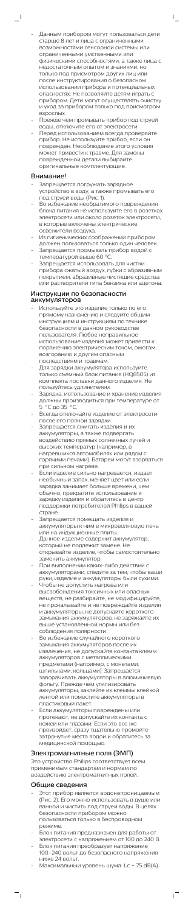- Данным прибором могут пользоваться дети старше 8 лет и лица с ограниченными возможностями сенсорной системы или ограниченными умственными или физическими способностями, а также лица с недостаточным опытом и знаниями, но только под присмотром других лиц или после инструктирования о безопасном использовании прибора и потенциальных опасностях. Не позволяйте детям играть с прибором. Дети могут осуществлять очистку и уход за прибором только под присмотром взрослых.
- Прежде чем промывать прибор под струей воды, отключите его от электросети.
- Перед использованием всегда проверяйте прибор. Не используйте прибор, если он поврежден. Несоблюдение этого условия может привести к травме. Для замены поврежденной детали выбирайте оригинальные комплектующие.

## Внимание!

- Запрещается погружать зарядное устройство в воду, а также промывать его под струей воды (Рис. 1).
- Во избежание необратимого повреждения блока питания не используйте его в розетках электросети или около розеток электросети, в которые включены электрические освежители воздуха.
- Из гигиенических соображений прибором должен пользоваться только один человек.
- Запрещается промывать прибор водой с температурой выше 60 °C.
- Запрещается использовать для чистки прибора сжатый воздух, губки с абразивным покрытием, абразивные чистящие средства или растворители типа бензина или ацетона.

## Инструкции по безопасности аккумуляторов

- Используйте это изделие только по его прямому назначению и следуйте общим инструкциям и инструкциям по технике безопасности в данном руководстве пользователя. Любое неправильное использование изделия может привести к поражению электрическим током, ожогам, возгоранию и другим опасным последствиям и травмам.
- Для зарядки аккумулятора используйте только съемный блок питания (HQ8505) из комплекта поставки данного изделия. Не пользуйтесь удлинителем.
- Зарядка, использование и хранение изделия должны производиться при температуре от 5 °C до 35 °C.
- Всегда отключайте изделие от электросети после его полной зарядки.
- Запрещается сжигать изделия и их аккумуляторы, а также подвергать воздействию прямых солнечных лучей и высоких температур (например, в нагревшихся автомобилях или рядом с горячими печами). Батареи могут взорваться при сильном нагреве.
- Если изделие сильно нагревается, издает необычный запах, меняет цвет или если зарядка занимает больше времени, чем обычно, прекратите использование и зарядку изделия и обратитесь в центр поддержки потребителей Philips в вашей стране.
- Запрещается помещать изделия и аккумуляторы к ним в микроволновую печь или на индукционные плиты.
- Данное изделие содержит аккумулятор, который не подлежит замене. Не открывайте изделие, чтобы самостоятельно заменить аккумулятор.
- При выполнении каких-либо действий с аккумуляторами, следите за тем, чтобы ваши руки, изделие и аккумуляторы были сухими.
- Чтобы не допустить нагрева или высвобождения токсичных или опасных веществ, не разбирайте, не модифицируйте, не прокалывайте и не повреждайте изделия и аккумуляторы, не допускайте короткого замыкания аккумуляторов, не заряжайте их выше установленной нормы или без соблюдения полярности.
- Во избежание случайного короткого замыкания аккумуляторов после их извлечения, не допускайте контакта клемм аккумуляторов с металлическими предметами (например, с монетами, шпильками, кольцами). Запрещается заворачивать аккумуляторы в алюминиевую фольгу. Прежде чем утилизировать аккумуляторы, заклейте их клеммы клейкой лентой или поместите аккумуляторы в пластиковый пакет.
- Если аккумуляторы повреждены или протекают, не допускайте их контакта с кожей или глазами. Если это все же произойдет, сразу тщательно промойте затронутые места водой и обратитесь за медицинской помощью.

## Электромагнитные поля (ЭМП)

Это устройство Philips соответствует всем применимым стандартам и нормам по воздействию электромагнитных полей.

## Общие сведения

- Этот прибор является водонепроницаемым (Рис. 2). Его можно использовать в душе или ванной и чистить под струей воды. В целях безопасности прибором можно пользоваться только в беспроводном режиме.
- Блок питания предназначен для работы от электросети с напряжением от 100 до 240 В.
- Блок питания преобразует напряжение 100–240 вольт до безопасного напряжения ниже 24 вольт.
- Максимальный уровень шума: Lc = 75 dB(A).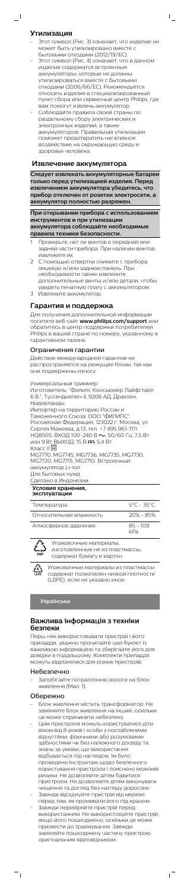## Утилизация

- Этот символ (Рис. 3) означает, что изделие не может быть утилизировано вместе с бытовыми отходами (2012/19/EC).
- Этот символ (Рис. 4) означает, что в данном изделии содержатся встроенные аккумуляторы, которые не должны утилизироваться вместе с бытовыми отходами (2006/66/EC). Рекомендуется относить изделие в специализированный пункт сбора или сервисный центр Philips, где вам помогут извлечь аккумулятор.
- Соблюдайте правила своей страны по раздельному сбору электрических и электронных изделий, а также аккумуляторов. Правильная утилизация поможет предотвратить негативное воздействие на окружающую среду и здоровье человека.

## Извлечение аккумулятора

**Следует извлекать аккумуляторные батареи только перед утилизацией изделия. Перед извлечением аккумулятора убедитесь, что прибор отключен от розетки электросети, а аккумулятор полностью разряжен.**

**При открывании прибора с использованием инструментов и при утилизации аккумулятора соблюдайте необходимые правила техники безопасности.**

1. Проверьте, нет ли винтов в передней или задней части прибора. При наличии винтов извлеките их.
2. С помощью отвертки снимите с прибора лицевую и/или заднюю панель. При необходимости также извлеките дополнительные винты и/или детали, чтобы увидеть печатную плату с аккумулятором.
3. Извлеките аккумулятор.

## Гарантия и поддержка

Для получения дополнительной информации посетите веб-сайт **www.philips.com/support** или обратитесь в центр поддержки потребителей Philips в вашей стране по номеру, указанному в гарантийном талоне.

### Ограничения гарантии

Действие международной гарантии не распространяется на режущие блоки, так как они подвержены износу.

Универсальный триммер
Изготовитель: "Филипс Консьюмер Лайфстайл Б.В.", Туссендиепен 4, 9206 АД, Драхтен, Нидерланды.
Импортер на территорию России и Таможенного Союза: ООО "ФИЛИПС", Российская Федерация, 123022 г. Москва, ул. Сергея Макеева, д.13, тел. +7 495 961-1111.
HQ8505: ВХОД 100-240 В ~, 50/60 Гц; 7,5 Вт или 9 Вт ВЫХОД: 15 В ⎓, 5,4 Вт
Класс II ⧈
MG7770, MG7745, MG7736, MG7735, MG7730, MG7720, MG7715, MG7710: Встроенный аккумулятор Li-Ion
Для бытовых нужд.
Сделано в Индонезии

**Условия хранения, эксплуатации**

| | |
|---|---|
| Температура | 5°C - 35°C |
| Относительная влажность | 20% - 85% |
| Атмосферное давление | 85 - 109 kPa |

PAP — Упаковочные материалы, изготовленные не из пластмассы, содержат бумагу и картон.

LDPE — Упаковочные материалы из пластмассы содержат полиэтилен низкой плотности (LDPE), если не указано иное.

**Українська**

## Важлива інформація з техніки безпеки

Перш ніж використовувати пристрій і його приладдя, уважно прочитайте цей буклет із важливою інформацією та зберігайте його для довідки в подальшому. Комплекти приладдя можуть відрізнятися для різних пристроїв.

### Небезпечно

- Запобігайте потраплянню вологи на блок живлення (Мал. 1).

### Обережно

- Блок живлення містить трансформатор. Не замініюйте блок живлення на інший, оскільки це може спричинити небезпеку.
- Цим пристроєм можуть користуватися діти віком від 8 років і особи з послабленими відчуттями, фізичними або розумовими здібностями чи без належного досвіду та знань за умови, що використання відбувається під наглядом, їм було проведено інструктаж щодо безпечного користування пристроєм і пояснено можливі ризики. Не дозволяйте дітям бавитися пристроєм. Не дозволяйте дітям виконувати чищення та догляд без нагляду дорослих.
- Завжди від'єднуйте пристрій від мережі перед тим, як промивати його під краном.
- Завжди перевіряйте пристрій перед використанням. Не використовуйте пристрій, якщо його пошкоджено, оскільки це може призвести до травмування. Завжди замінюйте пошкоджену частину пристрою оригінальним відповідником.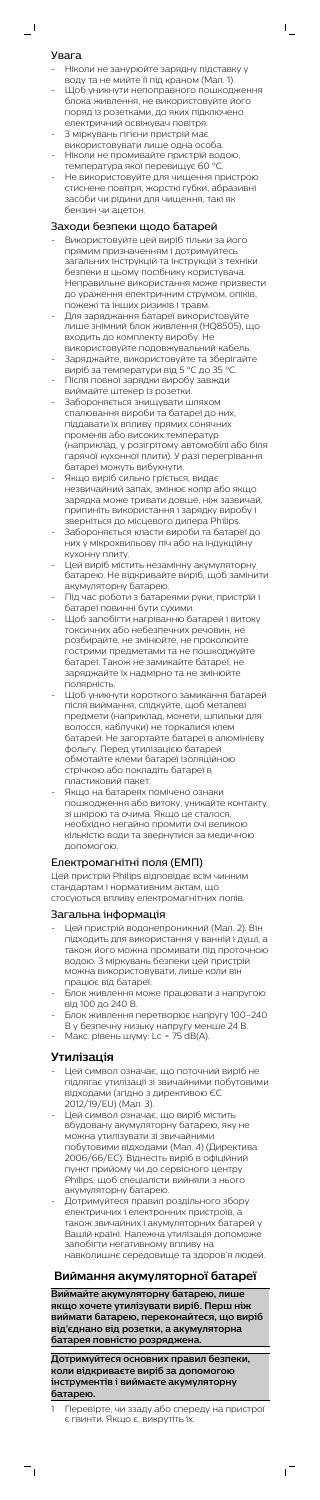## Увага

- Ніколи не занурюйте зарядну підставку у воду та не мийте її під краном (Мал. 1).
- Щоб уникнути непоправного пошкодження блока живлення, не використовуйте його поряд із розетками, до яких підключено електричний освіжувач повітря.
- З міркувань гігієни пристрій має використовувати лише одна особа.
- Ніколи не промивайте пристрій водою, температура якої перевищує 60 °C.
- Не використовуйте для чищення пристрою стиснене повітря, жорсткі губки, абразивні засоби чи рідини для чищення, такі як бензин чи ацетон.

## Заходи безпеки щодо батарей

- Використовуйте цей виріб тільки за його прямим призначенням і дотримуйтесь загальних інструкцій та інструкцій з техніки безпеки в цьому посібнику користувача. Неправильне використання може призвести до ураження електричним струмом, опіків, пожежі та інших ризиків і травм.
- Для заряджання батареї використовуйте лише знімний блок живлення (HQ8505), що входить до комплекту виробу. Не використовуйте подовжувальний кабель.
- Заряджайте, використовуйте та зберігайте виріб за температури від 5 °C до 35 °C.
- Після повної зарядки виробу завжди виймайте штекер із розетки.
- Забороняється знищувати шляхом спалювання вироби та батареї до них, піддавати їх впливу прямих сонячних променів або високих температур (наприклад, у розігрітому автомобілі або біля гарячої кухонної плити). У разі перегрівання батареї можуть вибухнути.
- Якщо виріб сильно гріється, видає незвичайний запах, змінює колір або якщо зарядка може тривати довше, ніж зазвичай, припиніть використання і зарядку виробу і зверніться до місцевого дилера Philips.
- Забороняється класти вироби та батареї до них у мікрохвильову піч або на індукційну кухонну плиту.
- Цей виріб містить незамінну акумуляторну батарею. Не відкривайте виріб, щоб замінити акумуляторну батарею.
- Під час роботи з батареями руки, пристрій і батареї повинні бути сухими.
- Щоб запобігти нагріванню батарей і витоку токсичних або небезпечних речовин, не розбирайте, не змінюйте, не проколюйте гострими предметами та не пошкоджуйте батареї. Також не замикайте батареї, не заряджайте їх надмірно та не змінюйте полярність.
- Щоб уникнути короткого замикання батарей після виймання, слідкуйте, щоб металеві предмети (наприклад, монети, шпильки для волосся, каблучки) не торкалися клем батареї. Не загортайте батареї в алюмінієву фольгу. Перед утилізацією батарей обмотайте клеми батареї ізоляційною стрічкою або покладіть батареї в пластиковий пакет.
- Якщо на батареях помічено ознаки пошкодження або витоку, уникайте контакту зі шкірою та очима. Якщо це сталося, необхідно негайно промити очі великою кількістю води та звернутися за медичною допомогою.

## Електромагнітні поля (ЕМП)

Цей пристрій Philips відповідає всім чинним стандартам і нормативним актам, що стосуються впливу електромагнітних полів.

## Загальна інформація

- Цей пристрій водонепроникний (Мал. 2). Він підходить для використання у ванній і душі, а також його можна промивати під проточною водою. З міркувань безпеки цей пристрій можна використовувати, лише коли він працює від батареї.
- Блок живлення може працювати з напругою від 100 до 240 В.
- Блок живлення перетворює напругу 100–240 В у безпечну низьку напругу менше 24 В.
- Макс. рівень шуму: Lc = 75 dB(A).

## Утилізація

- Цей символ означає, що поточний виріб не підлягає утилізації зі звичайними побутовими відходами (згідно з директивою ЄС 2012/19/EU) (Мал. 3).
- Цей символ означає, що виріб містить вбудовану акумуляторну батарею, яку не можна утилізувати зі звичайними побутовими відходами (Мал. 4) (Директива 2006/66/EC). Віднесіть виріб в офіційний пункт прийому чи до сервісного центру Philips, щоб спеціалісти вийняли з нього акумуляторну батарею.
- Дотримуйтеся правил роздільного збору електричних і електронних пристроїв, а також звичайних і акумуляторних батарей у Вашій країні. Належна утилізація допоможе запобігти негативному впливу на навколишнє середовище та здоров'я людей.

## Виймання акумуляторної батареї

**Виймайте акумуляторну батарею, лише якщо хочете утилізувати виріб. Перш ніж виймати батарею, переконайтеся, що виріб від'єднано від розетки, а акумуляторна батарея повністю розряджена.**

**Дотримуйтеся основних правил безпеки, коли відкриваєте виріб за допомогою інструментів і виймаєте акумуляторну батарею.**

1. Перевірте, чи ззаду або спереду на пристрої є гвинти. Якщо є, викрутіть їх.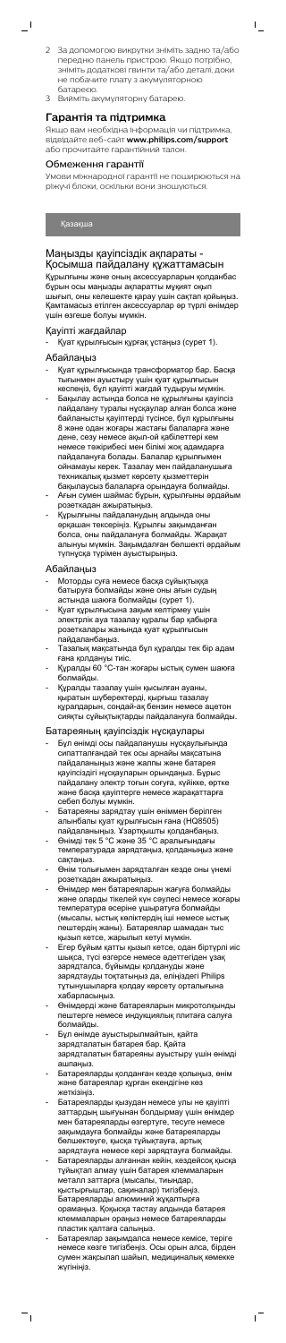2 За допомогою викрутки зніміть задню та/або передню панель пристрою. Якщо потрібно, зніміть додаткові гвинти та/або деталі, доки не побачите плату з акумуляторною батареєю.
3 Вийміть акумуляторну батарею.

## Гарантія та підтримка

Якщо вам необхідна інформація чи підтримка, відвідайте веб-сайт **www.philips.com/support** або прочитайте гарантійний талон.

### Обмеження гарантії

Умови міжнародної гарантії не поширюються на ріжучі блоки, оскільки вони зношуються.

Қазақша

## Маңызды қауіпсіздік ақпараты - Қосымша пайдалану құжаттамасын

Құрылғыны және оның аксессуарларын қолданбас бұрын осы маңызды ақпаратты мұқият оқып шығып, оны келешекте қарау үшін сақтап қойыңыз. Қамтамасыз етілген аксессуарлар әр түрлі өнімдер үшін өзгеше болуы мүмкін.

### Қауіпті жағдайлар

- Қуат құрылғысын құрғақ ұстаңыз (сурет 1).

### Абайлаңыз

- Қуат құрылғысында трансформатор бар. Басқа тығынмен ауыстыру үшін қуат құрылғысын кеспеңіз, бұл қауіпті жағдай тудыруы мүмкін.
- Бақылау астында болса не құрылғыны қауіпсіз пайдалану туралы нұсқаулар алған болса және байланысты қауіптерді түсінсе, бұл құрылғыны 8 және одан жоғары жастағы балаларға және дене, сезу немесе ақыл-ой қабілеттері кем немесе тәжірибесі мен білімі жоқ адамдарға пайдалануға болады. Балалар құрылғымен ойнамауы керек. Тазалау мен пайдаланушы техникалық қызмет көрсету қызметтерін бақылаусыз балаларға орындауға болмайды.
- Ағын сумен шаймас бұрын, құрылғыны әрдайым розеткадан ажыратыңыз.
- Құрылғыны пайдаланудың алдында оны әрқашан тексеріңіз. Құрылғы зақымданған болса, оны пайдалануға болмайды. Жарақат алынуы мүмкін. Зақымданған бөлшекті әрдайым түпнұсқа түрімен ауыстырыңыз.

### Абайлаңыз

- Моторды суға немесе басқа сұйықтыққа батыруға болмайды және оны ағын судың астында шаюға болмайды (сурет 1).
- Қуат құрылғысына зақым келтірмеу үшін электрлік ауа тазалау құралы бар қабырға розеткалары жанында қуат құрылғысын пайдаланбаңыз.
- Тазалық мақсатында бұл құралды тек бір адам ғана қолдануы тиіс.
- Құралды 60 °C-тан жоғары ыстық сумен шаюға болмайды.
- Құралды тазалау үшін қысылған ауаны, қыратын шүберектерді, қырғыш тазалау құралдарын, сондай-ақ бензин немесе ацетон сияқты сұйықтықтарды пайдалануға болмайды.

### Батареяның қауіпсіздік нұсқаулары

- Бұл өнімді осы пайдаланушы нұсқаулығында сипатталғандай тек осы арнайы мақсатына пайдаланыңыз және жалпы өнім және батарея қауіпсіздігі нұсқауларын орындаңыз. Бұрыс пайдалану электр тогын соғуға, күйікке, өртке және басқа қауіптерге немесе жарақаттарға себеп болуы мүмкін.
- Батареяны зарядтау үшін өніммен берілген алынбалы қуат құрылғысын ғана (HQ8505) пайдаланыңыз. Ұзартқышты қолданбаңыз.
- Өнімді тек 5 °C және 35 °C аралығындағы температурада зарядтаңыз, қолданыңыз және сақтаңыз.
- Өнім толығымен зарядталған кезде оны үнемі розеткадан ажыратыңыз.
- Өнімдер мен батареяларын жағуға болмайды және оларды тікелей күн сәулесі немесе жоғары температура әсеріне ұшыратуға болмайды (мысалы, ыстық көліктердің іші немесе ыстық пештердің жаны). Батареялар шамадан тыс қызып кетсе, жарылып кетуі мүмкін.
- Егер бұйым қатты қызып кетсе, одан біртүрлі иіс шықса, түсі өзгерсе немесе әдеттегіден ұзақ зарядталса, бұйымды қолдануды және зарядтауды тоқтатыңыз да, еліңіздегі Philips тұтынушыларға қолдау көрсету орталығына хабарласыңыз.
- Өнімдерді және батареяларын микротолқынды пештерге немесе индукциялық плитаға салуға болмайды.
- Бұл өнімде ауыстырылмайтын, қайта зарядталатын батарея бар. Қайта зарядталатын батареяны ауыстыру үшін өнімді ашпаңыз.
- Батареяларды қолданған кезде қолыңыз, өнім және батареялар құрғақ екендігіне көз жеткізіңіз.
- Батареяларды қызудан немесе улы не қауіпті заттардың шығуынан болдырмау үшін өнімдер мен батареяларды өзгертуге, тесуге немесе зақымдауға болмайды және батареяларды бөлшектеуге, қысқа тұйықтауға, артық зарядтауға немесе кері зарядтауға болмайды.
- Батареяларды алғаннан кейін, кездейсоқ қысқа тұйықтап алмау үшін батарея клеммаларын металл заттарға (мысалы, тиындар, қыстырғыштар, сақиналар) тигізбеңіз. Батареяларды алюминий жұқалтырға орамаңыз. Қоқысқа тастау алдында батарея клеммаларын оралаңыз немесе батареяларды пластик қалтаға салыңыз.
- Батареялар зақымдалса немесе кемісе, теріге немесе көзге тигізбеңіз. Осы орын алса, бірден сумен жақсылап шайып, медициналық көмекке жүгініңіз.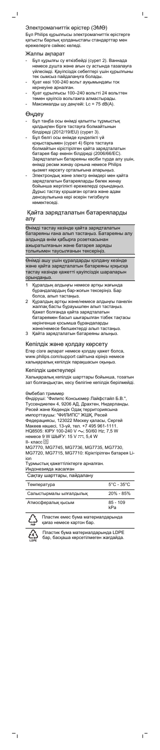## Электромагниттік өрістер (ЭМӨ)

Бұл Philips құрылғысы электромагниттік өрістерге қатысты барлық қолданыстағы стандарттар мен ережелерге сәйкес келеді.

### Жалпы ақпарат

- Бұл құрылғы су өткізбейді (сурет 2). Ваннада немесе душта және ағын су астында тазалауға үйлесімді. Қауіпсіздік себептері үшін құрылғыны тек сымсыз пайдалануға болады.
- Қуат көзі 100-240 вольт ауқымындағы ток кернеуіне арналған.
- Қуат құрылғысы 100–240 вольтті 24 вольттен төмен қауіпсіз вольтажға алмастырады.
- Максималды шу деңгейі: Lc = 75 dB(A).

## Өңдеу

- Бұл таңба осы өнімді қалыпты тұрмыстық қалдықпен бірге тастауға болмайтынын білдіреді (2012/19/EU) (сурет 3).
- Бұл белгі осы өнімде күнделікті үй қоқыстарымен (сурет 4) бірге тастауға болмайтын кірістірілген қайта зарядталатын батарея бар екенін білдіреді (2006/66/EC). Зарядталатын батареяны кәсіби түрде алу үшін, өнімді ресми жинау орнына немесе Philips қызмет көрсету орталығына апарыңыз.
- Электрондық және электр өнімдері мен қайта зарядталатын батареяларды бөлек жинау бойынша жергілікті ережелерді орындаңыз. Дұрыс тастау қоршаған ортаға және адам денсаулығына кері әсерін тигізбеуге көмектеседі.

## Қайта зарядталатын батареяларды алу

Өнімді тастау кезінде қайта зарядталатын батареяны ғана алып тастаңыз. Батареяны алу алдында өнім қабырға розеткасынан ажыратылғанын және батарея заряды толығымен таусылғанын тексеріңіз.

Өнімді ашу үшін құралдарды қолдану кезінде және қайта зарядталатын батареяны қоқысқа тастау кезінде қажетті қауіпсіздік шараларын орындаңыз.

1. Құралдың алдыңғы немесе артқы жағында бұрандалардың бар-жоғын тексеріңіз. Бар болса, алып тастаңыз.
2. Құралдың артқы және/немесе алдыңғы панелін жалпақ басты бұрауышпен алып тастаңыз. Қажет болғанда қайта зарядталатын батареямен басып шығарылған тізбек тақтасы көрінгенше қосымша бұрандаларды және/немесе бөлшектерді алып тастаңыз.
3. Қайта зарядталатын батареяны алыңыз.

## Кепілдік және қолдау көрсету

Егер сізге ақпарат немесе қолдау қажет болса, www.philips.com/support сайтына кіріңіз немесе халықаралық кепілдік парақшасын оқыңыз.

### Кепілдік шектеулері

Халықаралық кепілдік шарттары бойынша, тозатын зат болғандықтан, кесу бөлігіне кепілдік берілмейді.

Әмбебап триммер
Өндіруші: "Филипс Консьюмер Лайфстайл Б.В.", Туссендиепен 4, 9206 АД, Драхтен, Нидерланды. Ресей және Кеденік Одақ территориясына импорттаушы: "ФИЛИПС" ЖШҚ, Ресей Федерациясы, 123022 Мәскеу қаласы, Сергей Макеев көшесі, 13-үй, тел. +7 495 961-1111.
HQ8505: КІРУ 100-240 V ~; 50/60 Hz; 7,5 W немесе 9 W ШЫҒУ: 15 V ⎓, 5,4 W
II- класс ⧈
MG7770, MG7745, MG7736, MG7735, MG7730, MG7720, MG7715, MG7710: Кірістірілген батарея Li-ion
Тұрмыстық қажеттіліктерге арналған.
Индонезияда жасалған

| Сақтау шарттары, пайдалану | |
|---|---|
| Температура | 5°C - 35°C |
| Салыстырмалы ылғалдылық | 20% - 85% |
| Атмосфералық қысым | 85 - 109 kPa |

PAP — Пластик емес бума материалдарында қағаз немесе картон бар.

LDPE — Пластик бума материалдарында LDPE бар, басқаша көрсетілмеген жағдайда.